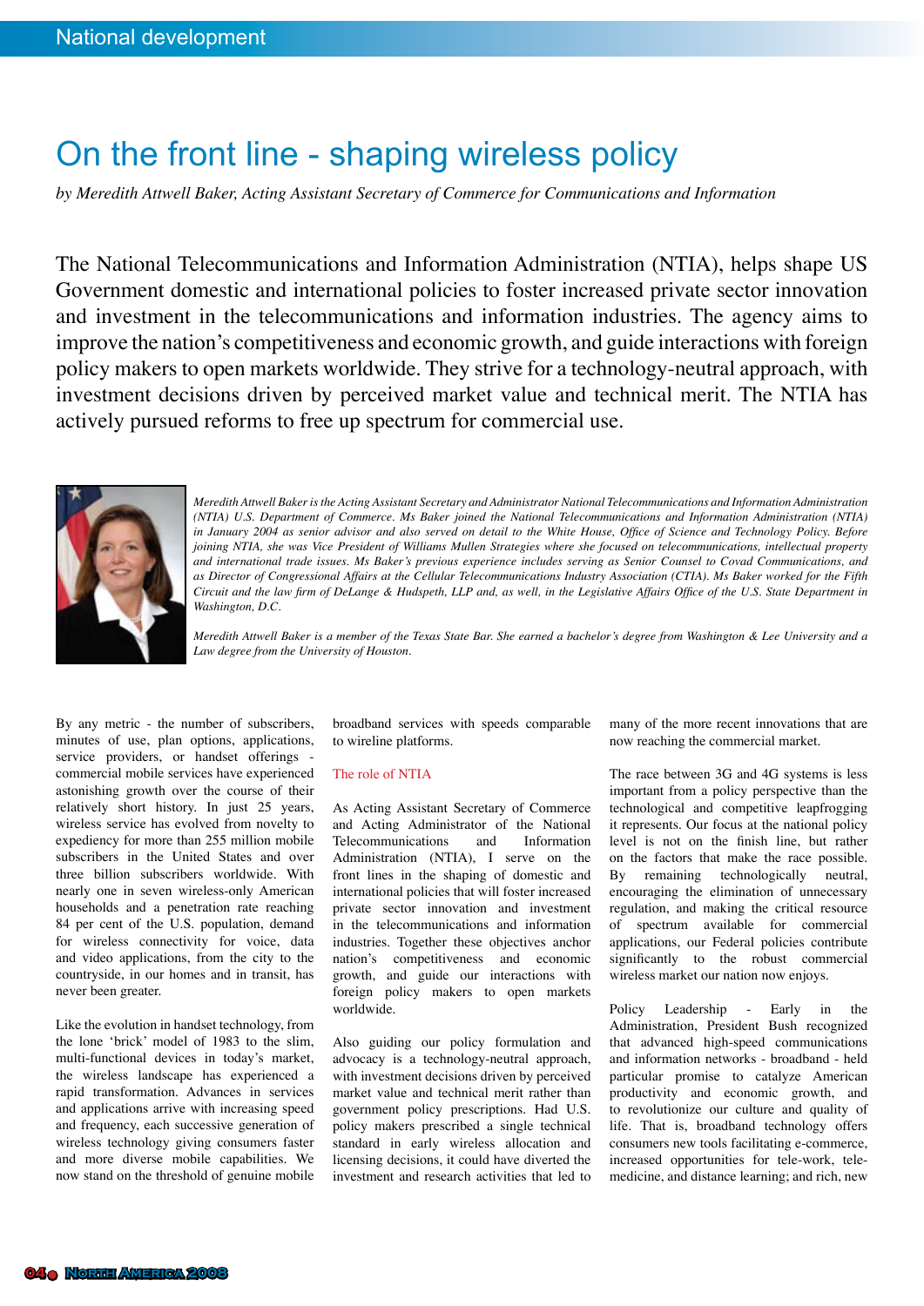# On the front line - shaping wireless policy

*by Meredith Attwell Baker, Acting Assistant Secretary of Commerce for Communications and Information*

The National Telecommunications and Information Administration (NTIA), helps shape US Government domestic and international policies to foster increased private sector innovation and investment in the telecommunications and information industries. The agency aims to improve the nation's competitiveness and economic growth, and guide interactions with foreign policy makers to open markets worldwide. They strive for a technology-neutral approach, with investment decisions driven by perceived market value and technical merit. The NTIA has actively pursued reforms to free up spectrum for commercial use.

*Meredith Attwell Baker is the Acting Assistant Secretary and Administrator National Telecommunications and Information Administration (NTIA) U.S. Department of Commerce. Ms Baker joined the National Telecommunications and Information Administration (NTIA) in January 2004 as senior advisor and also served on detail to the White House, Office of Science and Technology Policy. Before joining NTIA, she was Vice President of Williams Mullen Strategies where she focused on telecommunications, intellectual property and international trade issues. Ms Baker's previous experience includes serving as Senior Counsel to Covad Communications, and as Director of Congressional Affairs at the Cellular Telecommunications Industry Association (CTIA). Ms Baker worked for the Fifth Circuit and the law firm of DeLange & Hudspeth, LLP and, as well, in the Legislative Affairs Office of the U.S. State Department in Washington, D.C.*

*Meredith Attwell Baker is a member of the Texas State Bar. She earned a bachelor's degree from Washington & Lee University and a Law degree from the University of Houston.*

By any metric - the number of subscribers, minutes of use, plan options, applications, service providers, or handset offerings - commercial mobile services have experienced astonishing growth over the course of their relatively short history. In just 25 years, wireless service has evolved from novelty to expediency for more than 255 million mobile subscribers in the United States and over three billion subscribers worldwide. With nearly one in seven wireless-only American households and a penetration rate reaching 84 per cent of the U.S. population, demand for wireless connectivity for voice, data and video applications, from the city to the countryside, in our homes and in transit, has never been greater.

Like the evolution in handset technology, from the lone 'brick' model of 1983 to the slim, multi-functional devices in today's market, the wireless landscape has experienced a rapid transformation. Advances in services and applications arrive with increasing speed and frequency, each successive generation of wireless technology giving consumers faster and more diverse mobile capabilities. We now stand on the threshold of genuine mobile broadband services with speeds comparable to wireline platforms.

## The role of NTIA

As Acting Assistant Secretary of Commerce and Acting Administrator of the National Telecommunications and Information Administration (NTIA), I serve on the front lines in the shaping of domestic and international policies that will foster increased private sector innovation and investment in the telecommunications and information industries. Together these objectives anchor the nation's competitiveness and economic growth, and guide our interactions with foreign policy makers to open markets worldwide.

Also guiding our policy formulation and advocacy is a technology-neutral approach, with investment decisions driven by perceived market value and technical merit rather than government policy prescriptions. Had U.S. policy makers prescribed a single technical standard in early wireless allocation and licensing decisions, it could have diverted the investment and research activities that led to many of the more recent innovations that are now reaching the commercial market.

The race between 3G and 4G systems is less important from a policy perspective than the technological and competitive leapfrogging it represents. Our focus at the national policy level is not on the finish line, but rather on the factors that make the race possible. By remaining technologically neutral, encouraging the elimination of unnecessary regulation, and making the critical resource of spectrum available for commercial applications, our Federal policies contribute significantly to the robust commercial wireless market our nation now enjoys.

Policy Leadership - Early in the Administration, President Bush recognized that advanced high-speed communications and information networks - broadband - held particular promise to catalyze American productivity and economic growth, and to revolutionize our culture and quality of life. That is, broadband technology offers consumers new tools facilitating e-commerce, increased opportunities for tele-work, tele-medicine, and distance learning; and rich, new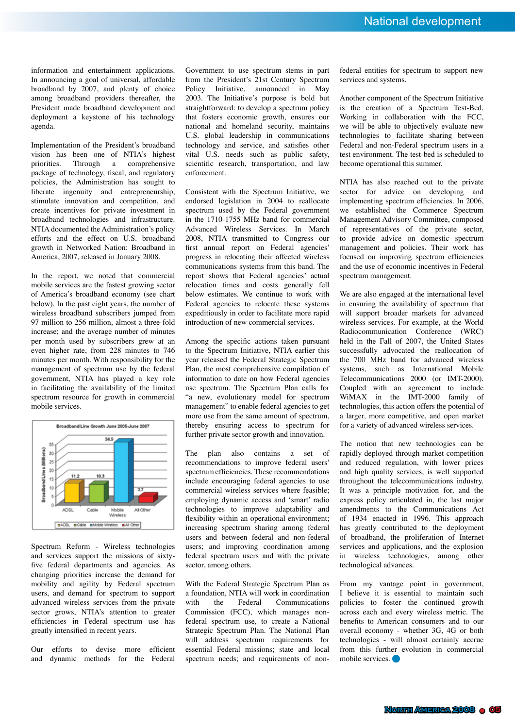information and entertainment applications. In announcing a goal of universal, affordable broadband by 2007, and plenty of choice among broadband providers thereafter, the President made broadband development and deployment a keystone of his technology agenda.

Implementation of the President's broadband vision has been one of NTIA's highest priorities. Through a comprehensive package of technology, fiscal, and regulatory policies, the Administration has sought to liberate ingenuity and entrepreneurship, stimulate innovation and competition, and create incentives for private investment in broadband technologies and infrastructure. NTIA documented the Administration's policy efforts and the effect on U.S. broadband growth in Networked Nation: Broadband in America, 2007, released in January 2008.

In the report, we noted that commercial mobile services are the fastest growing sector of America's broadband economy (see chart below). In the past eight years, the number of wireless broadband subscribers jumped from 97 million to 256 million, almost a three-fold increase; and the average number of minutes per month used by subscribers grew at an even higher rate, from 228 minutes to 746 minutes per month. With responsibility for the management of spectrum use by the federal government, NTIA has played a key role in facilitating the availability of the limited spectrum resource for growth in commercial mobile services.

Broadband Line Growth June 2005-June 2007

Broadband Lines (Millions)

0
5
10
15
20
25
30
35

11.2
10.3
34.9
3.7

ADSL
Cable
Mobile Wireless
All Other

ADSL Cable Mobile Wireless All Other

Spectrum Reform - Wireless technologies and services support the missions of sixty-five federal departments and agencies. As changing priorities increase the demand for mobility and agility by Federal spectrum users, and demand for spectrum to support advanced wireless services from the private sector grows, NTIA's attention to greater efficiencies in Federal spectrum use has greatly intensified in recent years.

Our efforts to devise more efficient and dynamic methods for the Federal Government to use spectrum stems in part from the President's 21st Century Spectrum Policy Initiative, announced in May 2003. The Initiative's purpose is bold but straightforward: to develop a spectrum policy that fosters economic growth, ensures our national and homeland security, maintains U.S. global leadership in communications technology and service, and satisfies other vital U.S. needs such as public safety, scientific research, transportation, and law enforcement.

Consistent with the Spectrum Initiative, we endorsed legislation in 2004 to reallocate spectrum used by the Federal government in the 1710-1755 MHz band for commercial Advanced Wireless Services. In March 2008, NTIA transmitted to Congress our first annual report on Federal agencies' progress in relocating their affected wireless communications systems from this band. The report shows that Federal agencies' actual relocation times and costs generally fell below estimates. We continue to work with Federal agencies to relocate these systems expeditiously in order to facilitate more rapid introduction of new commercial services.

Among the specific actions taken pursuant to the Spectrum Initiative, NTIA earlier this year released the Federal Strategic Spectrum Plan, the most comprehensive compilation of information to date on how Federal agencies use spectrum. The Spectrum Plan calls for "a new, evolutionary model for spectrum management" to enable federal agencies to get more use from the same amount of spectrum, thereby ensuring access to spectrum for further private sector growth and innovation.

The plan also contains a set of recommendations to improve federal users' spectrum efficiencies. These recommendations include encouraging federal agencies to use commercial wireless services where feasible; employing dynamic access and 'smart' radio technologies to improve adaptability and flexibility within an operational environment; increasing spectrum sharing among federal users and between federal and non-federal users; and improving coordination among federal spectrum users and with the private sector, among others.

With the Federal Strategic Spectrum Plan as a foundation, NTIA will work in coordination with the Federal Communications Commission (FCC), which manages non-federal spectrum use, to create a National Strategic Spectrum Plan. The National Plan will address spectrum requirements for essential Federal missions; state and local spectrum needs; and requirements of non-federal entities for spectrum to support new services and systems.

Another component of the Spectrum Initiative is the creation of a Spectrum Test-Bed. Working in collaboration with the FCC, we will be able to objectively evaluate new technologies to facilitate sharing between Federal and non-Federal spectrum users in a test environment. The test-bed is scheduled to become operational this summer.

NTIA has also reached out to the private sector for advice on developing and implementing spectrum efficiencies. In 2006, we established the Commerce Spectrum Management Advisory Committee, composed of representatives of the private sector, to provide advice on domestic spectrum management and policies. Their work has focused on improving spectrum efficiencies and the use of economic incentives in Federal spectrum management.

We are also engaged at the international level in ensuring the availability of spectrum that will support broader markets for advanced wireless services. For example, at the World Radiocommunication Conference (WRC) held in the Fall of 2007, the United States successfully advocated the reallocation of the 700 MHz band for advanced wireless systems, such as International Mobile Telecommunications 2000 (or IMT-2000). Coupled with an agreement to include WiMAX in the IMT-2000 family of technologies, this action offers the potential of a larger, more competitive, and open market for a variety of advanced wireless services.

The notion that new technologies can be rapidly deployed through market competition and reduced regulation, with lower prices and high quality services, is well supported throughout the telecommunications industry. It was a principle motivation for, and the express policy articulated in, the last major amendments to the Communications Act of 1934 enacted in 1996. This approach has greatly contributed to the deployment of broadband, the proliferation of Internet services and applications, and the explosion in wireless technologies, among other technological advances.

From my vantage point in government, I believe it is essential to maintain such policies to foster the continued growth across each and every wireless metric. The benefits to American consumers and to our overall economy - whether 3G, 4G or both technologies - will almost certainly accrue from this further evolution in commercial mobile services.